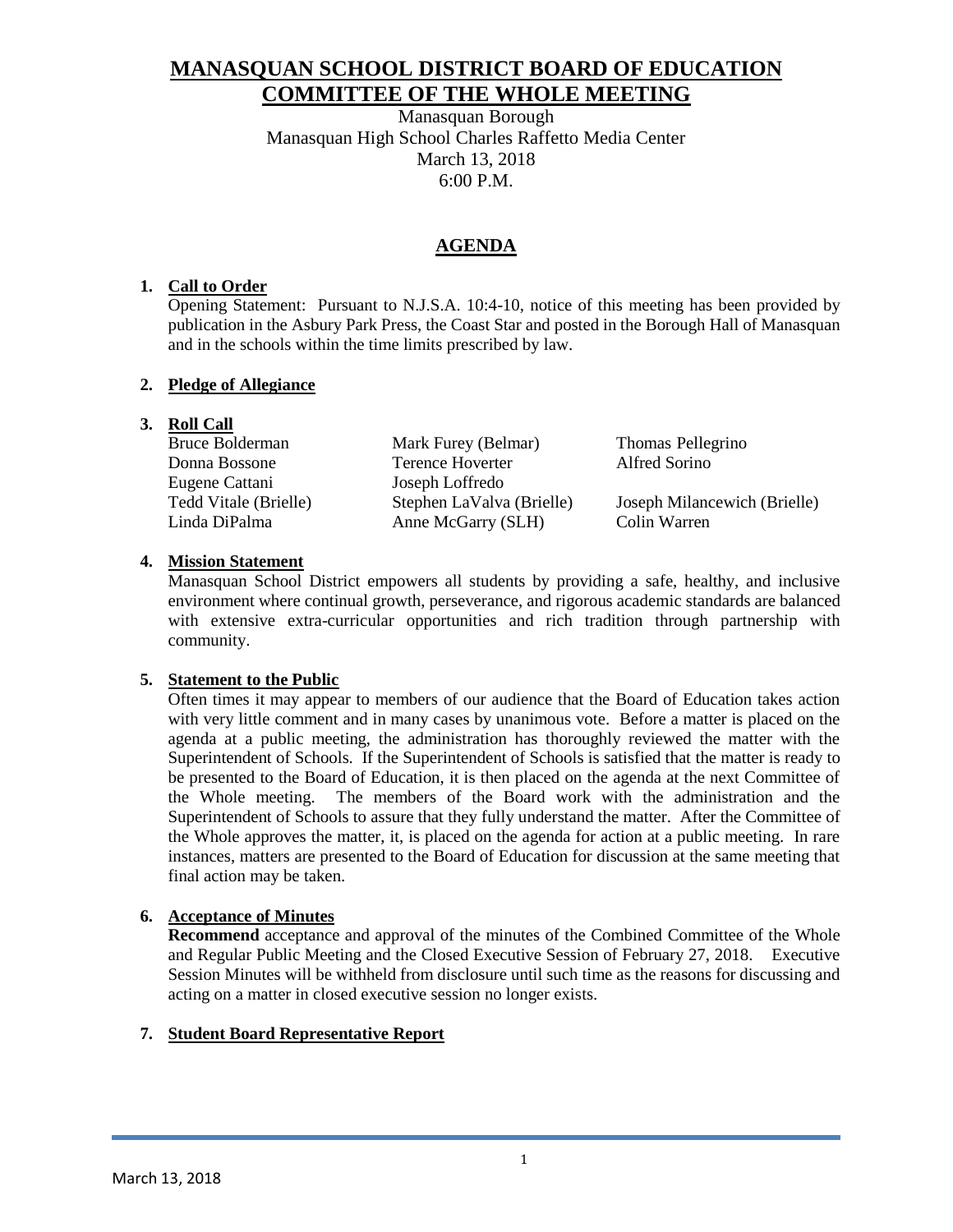# MANASQUAN SCHOOL DISTRICT BOARD OF EDUCATION COMMITTEE OF THE WHOLE MEETING

Manasquan Borough
Manasquan High School Charles Raffetto Media Center
March 13, 2018
6:00 P.M.

## AGENDA

**1. Call to Order**

Opening Statement: Pursuant to N.J.S.A. 10:4-10, notice of this meeting has been provided by publication in the Asbury Park Press, the Coast Star and posted in the Borough Hall of Manasquan and in the schools within the time limits prescribed by law.

**2. Pledge of Allegiance**

**3. Roll Call**

| | | |
|---|---|---|
| Bruce Bolderman | Mark Furey (Belmar) | Thomas Pellegrino |
| Donna Bossone | Terence Hoverter | Alfred Sorino |
| Eugene Cattani | Joseph Loffredo | |
| Tedd Vitale (Brielle) | Stephen LaValva (Brielle) | Joseph Milancewich (Brielle) |
| Linda DiPalma | Anne McGarry (SLH) | Colin Warren |

**4. Mission Statement**

Manasquan School District empowers all students by providing a safe, healthy, and inclusive environment where continual growth, perseverance, and rigorous academic standards are balanced with extensive extra-curricular opportunities and rich tradition through partnership with community.

**5. Statement to the Public**

Often times it may appear to members of our audience that the Board of Education takes action with very little comment and in many cases by unanimous vote. Before a matter is placed on the agenda at a public meeting, the administration has thoroughly reviewed the matter with the Superintendent of Schools. If the Superintendent of Schools is satisfied that the matter is ready to be presented to the Board of Education, it is then placed on the agenda at the next Committee of the Whole meeting. The members of the Board work with the administration and the Superintendent of Schools to assure that they fully understand the matter. After the Committee of the Whole approves the matter, it, is placed on the agenda for action at a public meeting. In rare instances, matters are presented to the Board of Education for discussion at the same meeting that final action may be taken.

**6. Acceptance of Minutes**

**Recommend** acceptance and approval of the minutes of the Combined Committee of the Whole and Regular Public Meeting and the Closed Executive Session of February 27, 2018. Executive Session Minutes will be withheld from disclosure until such time as the reasons for discussing and acting on a matter in closed executive session no longer exists.

**7. Student Board Representative Report**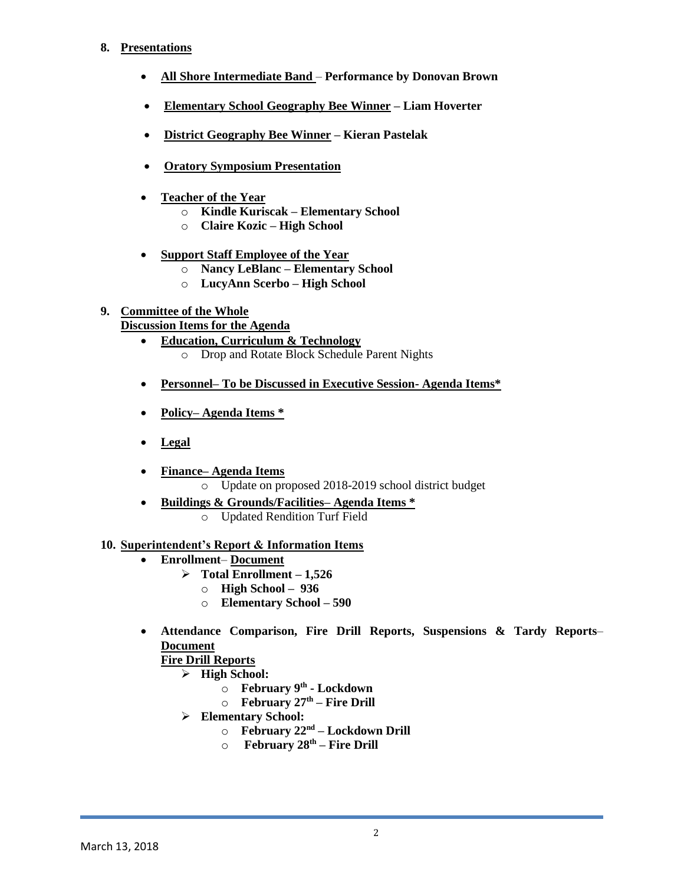8. **<u>Presentations</u>**

- **<u>All Shore Intermediate Band</u> – Performance by Donovan Brown**
- **<u>Elementary School Geography Bee Winner</u> – Liam Hoverter**
- **<u>District Geography Bee Winner</u> – Kieran Pastelak**
- **<u>Oratory Symposium Presentation</u>**
- **<u>Teacher of the Year</u>**
  - **Kindle Kuriscak – Elementary School**
  - **Claire Kozic – High School**
- **<u>Support Staff Employee of the Year</u>**
  - **Nancy LeBlanc – Elementary School**
  - **LucyAnn Scerbo – High School**

9. **<u>Committee of the Whole</u>**
   **<u>Discussion Items for the Agenda</u>**

- **<u>Education, Curriculum & Technology</u>**
  - Drop and Rotate Block Schedule Parent Nights
- **<u>Personnel– To be Discussed in Executive Session- Agenda Items*</u>**
- **<u>Policy– Agenda Items *</u>**
- **<u>Legal</u>**
- **<u>Finance– Agenda Items</u>**
  - Update on proposed 2018-2019 school district budget
- **<u>Buildings & Grounds/Facilities– Agenda Items *</u>**
  - Updated Rendition Turf Field

10. **<u>Superintendent's Report & Information Items</u>**

- **Enrollment– <u>Document</u>**
  - **Total Enrollment – 1,526**
    - **High School – 936**
    - **Elementary School – 590**
- **Attendance Comparison, Fire Drill Reports, Suspensions & Tardy Reports– <u>Document</u>**
  **<u>Fire Drill Reports</u>**
  - **High School:**
    - **February 9th - Lockdown**
    - **February 27th – Fire Drill**
  - **Elementary School:**
    - **February 22nd – Lockdown Drill**
    - **February 28th – Fire Drill**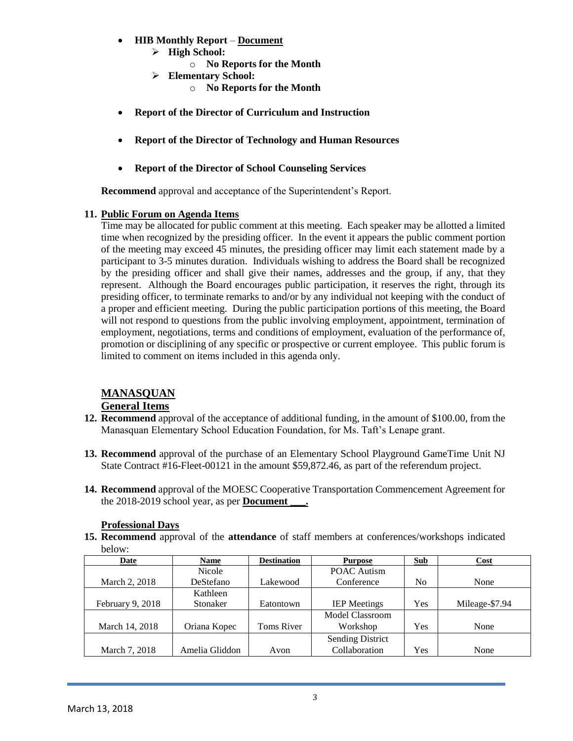- **HIB Monthly Report** – **Document**
  - **High School:**
    - **No Reports for the Month**
  - **Elementary School:**
    - **No Reports for the Month**

- **Report of the Director of Curriculum and Instruction**

- **Report of the Director of Technology and Human Resources**

- **Report of the Director of School Counseling Services**

**Recommend** approval and acceptance of the Superintendent's Report.

**11. Public Forum on Agenda Items**

Time may be allocated for public comment at this meeting. Each speaker may be allotted a limited time when recognized by the presiding officer. In the event it appears the public comment portion of the meeting may exceed 45 minutes, the presiding officer may limit each statement made by a participant to 3-5 minutes duration. Individuals wishing to address the Board shall be recognized by the presiding officer and shall give their names, addresses and the group, if any, that they represent. Although the Board encourages public participation, it reserves the right, through its presiding officer, to terminate remarks to and/or by any individual not keeping with the conduct of a proper and efficient meeting. During the public participation portions of this meeting, the Board will not respond to questions from the public involving employment, appointment, termination of employment, negotiations, terms and conditions of employment, evaluation of the performance of, promotion or disciplining of any specific or prospective or current employee. This public forum is limited to comment on items included in this agenda only.

## MANASQUAN

### General Items

**12. Recommend** approval of the acceptance of additional funding, in the amount of $100.00, from the Manasquan Elementary School Education Foundation, for Ms. Taft's Lenape grant.

**13. Recommend** approval of the purchase of an Elementary School Playground GameTime Unit NJ State Contract #16-Fleet-00121 in the amount $59,872.46, as part of the referendum project.

**14. Recommend** approval of the MOESC Cooperative Transportation Commencement Agreement for the 2018-2019 school year, as per **Document \_\_\_.**

### Professional Days

**15. Recommend** approval of the **attendance** of staff members at conferences/workshops indicated below:

| Date | Name | Destination | Purpose | Sub | Cost |
|---|---|---|---|---|---|
| March 2, 2018 | Nicole DeStefano | Lakewood | POAC Autism Conference | No | None |
| February 9, 2018 | Kathleen Stonaker | Eatontown | IEP Meetings | Yes | Mileage-$7.94 |
| March 14, 2018 | Oriana Kopec | Toms River | Model Classroom Workshop | Yes | None |
| March 7, 2018 | Amelia Gliddon | Avon | Sending District Collaboration | Yes | None |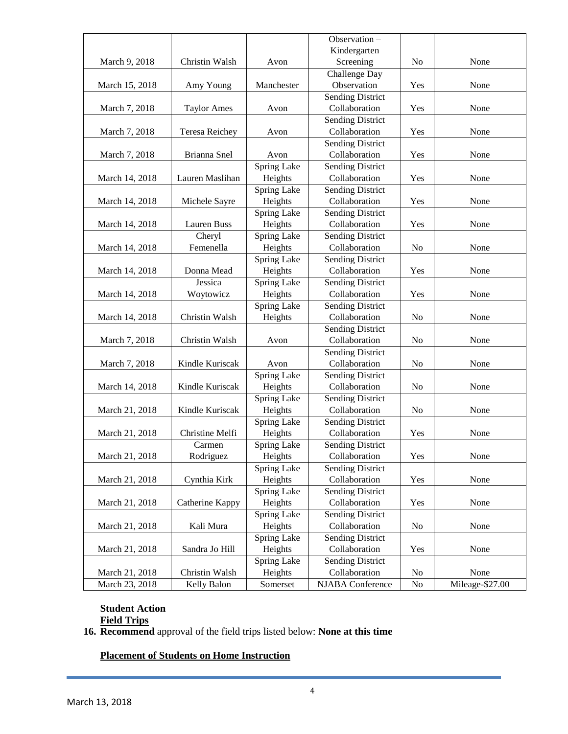| | | | | | |
|---|---|---|---|---|---|
| March 9, 2018 | Christin Walsh | Avon | Observation – Kindergarten Screening | No | None |
| March 15, 2018 | Amy Young | Manchester | Challenge Day Observation | Yes | None |
| March 7, 2018 | Taylor Ames | Avon | Sending District Collaboration | Yes | None |
| March 7, 2018 | Teresa Reichey | Avon | Sending District Collaboration | Yes | None |
| March 7, 2018 | Brianna Snel | Avon | Sending District Collaboration | Yes | None |
| March 14, 2018 | Lauren Maslihan | Spring Lake Heights | Sending District Collaboration | Yes | None |
| March 14, 2018 | Michele Sayre | Spring Lake Heights | Sending District Collaboration | Yes | None |
| March 14, 2018 | Lauren Buss | Spring Lake Heights | Sending District Collaboration | Yes | None |
| March 14, 2018 | Cheryl Femenella | Spring Lake Heights | Sending District Collaboration | No | None |
| March 14, 2018 | Donna Mead | Spring Lake Heights | Sending District Collaboration | Yes | None |
| March 14, 2018 | Jessica Woytowicz | Spring Lake Heights | Sending District Collaboration | Yes | None |
| March 14, 2018 | Christin Walsh | Spring Lake Heights | Sending District Collaboration | No | None |
| March 7, 2018 | Christin Walsh | Avon | Sending District Collaboration | No | None |
| March 7, 2018 | Kindle Kuriscak | Avon | Sending District Collaboration | No | None |
| March 14, 2018 | Kindle Kuriscak | Spring Lake Heights | Sending District Collaboration | No | None |
| March 21, 2018 | Kindle Kuriscak | Spring Lake Heights | Sending District Collaboration | No | None |
| March 21, 2018 | Christine Melfi | Spring Lake Heights | Sending District Collaboration | Yes | None |
| March 21, 2018 | Carmen Rodriguez | Spring Lake Heights | Sending District Collaboration | Yes | None |
| March 21, 2018 | Cynthia Kirk | Spring Lake Heights | Sending District Collaboration | Yes | None |
| March 21, 2018 | Catherine Kappy | Spring Lake Heights | Sending District Collaboration | Yes | None |
| March 21, 2018 | Kali Mura | Spring Lake Heights | Sending District Collaboration | No | None |
| March 21, 2018 | Sandra Jo Hill | Spring Lake Heights | Sending District Collaboration | Yes | None |
| March 21, 2018 | Christin Walsh | Spring Lake Heights | Sending District Collaboration | No | None |
| March 23, 2018 | Kelly Balon | Somerset | NJABA Conference | No | Mileage-$27.00 |

**Student Action**

**Field Trips**

16. **Recommend** approval of the field trips listed below: **None at this time**

**Placement of Students on Home Instruction**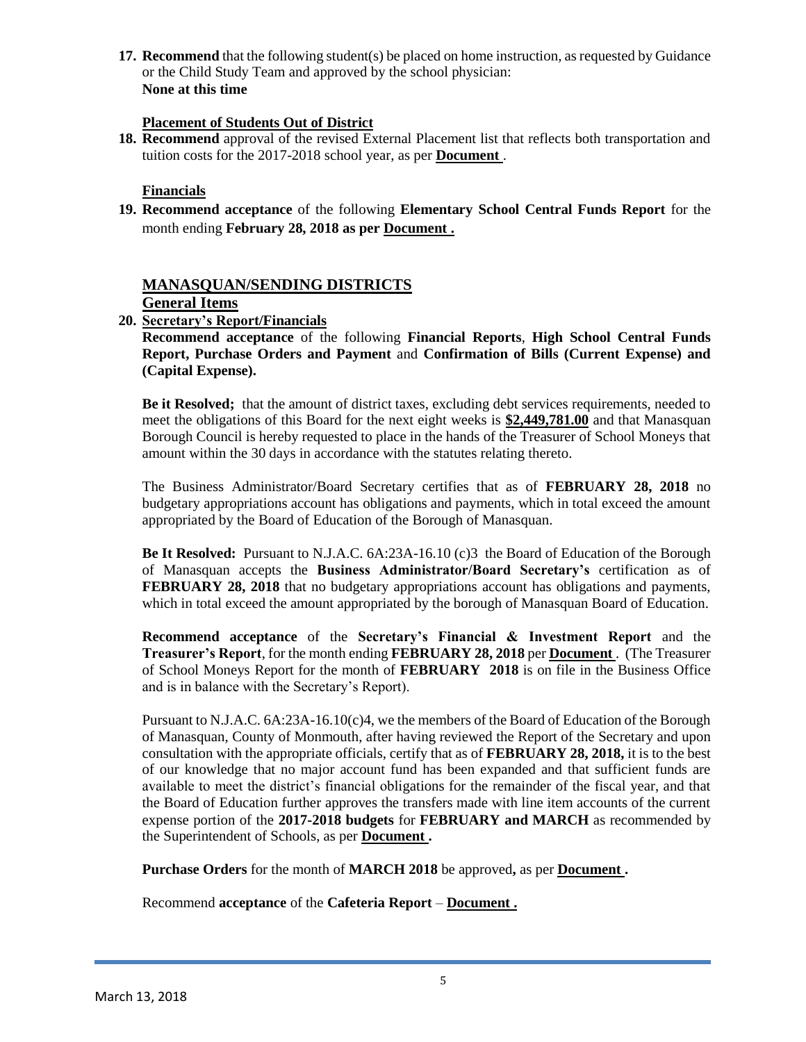**17. Recommend** that the following student(s) be placed on home instruction, as requested by Guidance or the Child Study Team and approved by the school physician:
**None at this time**

**Placement of Students Out of District**

**18. Recommend** approval of the revised External Placement list that reflects both transportation and tuition costs for the 2017-2018 school year, as per **Document** .

**Financials**

**19. Recommend acceptance** of the following **Elementary School Central Funds Report** for the month ending **February 28, 2018 as per Document .**

## MANASQUAN/SENDING DISTRICTS

### General Items

**20. Secretary's Report/Financials**

**Recommend acceptance** of the following **Financial Reports**, **High School Central Funds Report, Purchase Orders and Payment** and **Confirmation of Bills (Current Expense) and (Capital Expense).**

**Be it Resolved;** that the amount of district taxes, excluding debt services requirements, needed to meet the obligations of this Board for the next eight weeks is **$2,449,781.00** and that Manasquan Borough Council is hereby requested to place in the hands of the Treasurer of School Moneys that amount within the 30 days in accordance with the statutes relating thereto.

The Business Administrator/Board Secretary certifies that as of **FEBRUARY 28, 2018** no budgetary appropriations account has obligations and payments, which in total exceed the amount appropriated by the Board of Education of the Borough of Manasquan.

**Be It Resolved:** Pursuant to N.J.A.C. 6A:23A-16.10 (c)3 the Board of Education of the Borough of Manasquan accepts the **Business Administrator/Board Secretary's** certification as of **FEBRUARY 28, 2018** that no budgetary appropriations account has obligations and payments, which in total exceed the amount appropriated by the borough of Manasquan Board of Education.

**Recommend acceptance** of the **Secretary's Financial & Investment Report** and the **Treasurer's Report**, for the month ending **FEBRUARY 28, 2018** per **Document** . (The Treasurer of School Moneys Report for the month of **FEBRUARY 2018** is on file in the Business Office and is in balance with the Secretary's Report).

Pursuant to N.J.A.C. 6A:23A-16.10(c)4, we the members of the Board of Education of the Borough of Manasquan, County of Monmouth, after having reviewed the Report of the Secretary and upon consultation with the appropriate officials, certify that as of **FEBRUARY 28, 2018,** it is to the best of our knowledge that no major account fund has been expanded and that sufficient funds are available to meet the district's financial obligations for the remainder of the fiscal year, and that the Board of Education further approves the transfers made with line item accounts of the current expense portion of the **2017-2018 budgets** for **FEBRUARY and MARCH** as recommended by the Superintendent of Schools, as per **Document .**

**Purchase Orders** for the month of **MARCH 2018** be approved**,** as per **Document .**

Recommend **acceptance** of the **Cafeteria Report** – **Document .**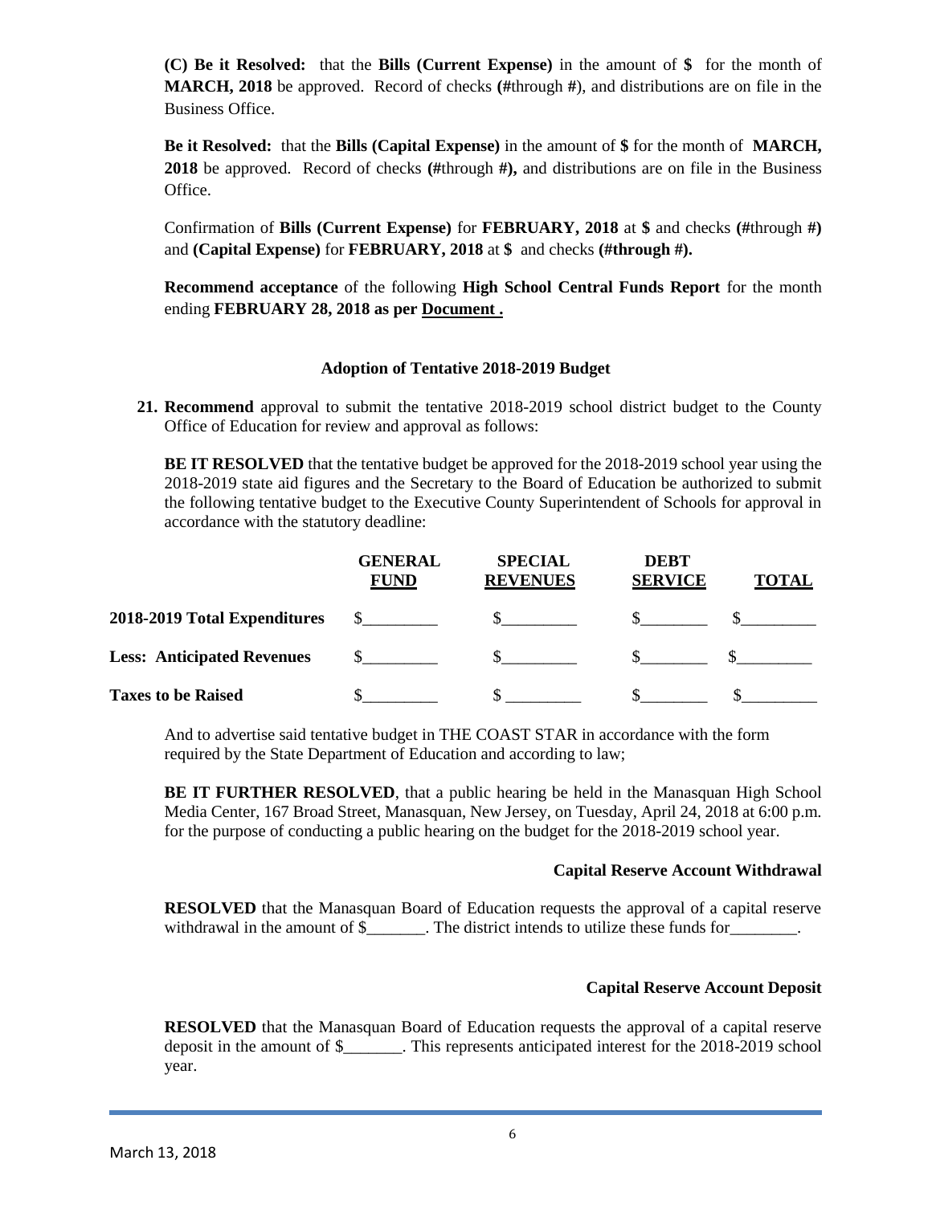**(C) Be it Resolved:** that the **Bills (Current Expense)** in the amount of **$** for the month of **MARCH, 2018** be approved. Record of checks **(#**through **#**), and distributions are on file in the Business Office.

**Be it Resolved:** that the **Bills (Capital Expense)** in the amount of **$** for the month of **MARCH, 2018** be approved. Record of checks **(#**through **#),** and distributions are on file in the Business Office.

Confirmation of **Bills (Current Expense)** for **FEBRUARY, 2018** at **$** and checks **(#**through **#)** and **(Capital Expense)** for **FEBRUARY, 2018** at **$** and checks **(#through #).**

**Recommend acceptance** of the following **High School Central Funds Report** for the month ending **FEBRUARY 28, 2018 as per Document .**

### Adoption of Tentative 2018-2019 Budget

**21. Recommend** approval to submit the tentative 2018-2019 school district budget to the County Office of Education for review and approval as follows:

**BE IT RESOLVED** that the tentative budget be approved for the 2018-2019 school year using the 2018-2019 state aid figures and the Secretary to the Board of Education be authorized to submit the following tentative budget to the Executive County Superintendent of Schools for approval in accordance with the statutory deadline:

| | GENERAL FUND | SPECIAL REVENUES | DEBT SERVICE | TOTAL |
|---|---|---|---|---|
| **2018-2019 Total Expenditures** | $_________ | $_________ | $________ | $_________ |
| **Less: Anticipated Revenues** | $_________ | $_________ | $________ | $_________ |
| **Taxes to be Raised** | $_________ | $ _________ | $________ | $_________ |

And to advertise said tentative budget in THE COAST STAR in accordance with the form required by the State Department of Education and according to law;

**BE IT FURTHER RESOLVED**, that a public hearing be held in the Manasquan High School Media Center, 167 Broad Street, Manasquan, New Jersey, on Tuesday, April 24, 2018 at 6:00 p.m. for the purpose of conducting a public hearing on the budget for the 2018-2019 school year.

**Capital Reserve Account Withdrawal**

**RESOLVED** that the Manasquan Board of Education requests the approval of a capital reserve withdrawal in the amount of $_______. The district intends to utilize these funds for________.

**Capital Reserve Account Deposit**

**RESOLVED** that the Manasquan Board of Education requests the approval of a capital reserve deposit in the amount of $_______. This represents anticipated interest for the 2018-2019 school year.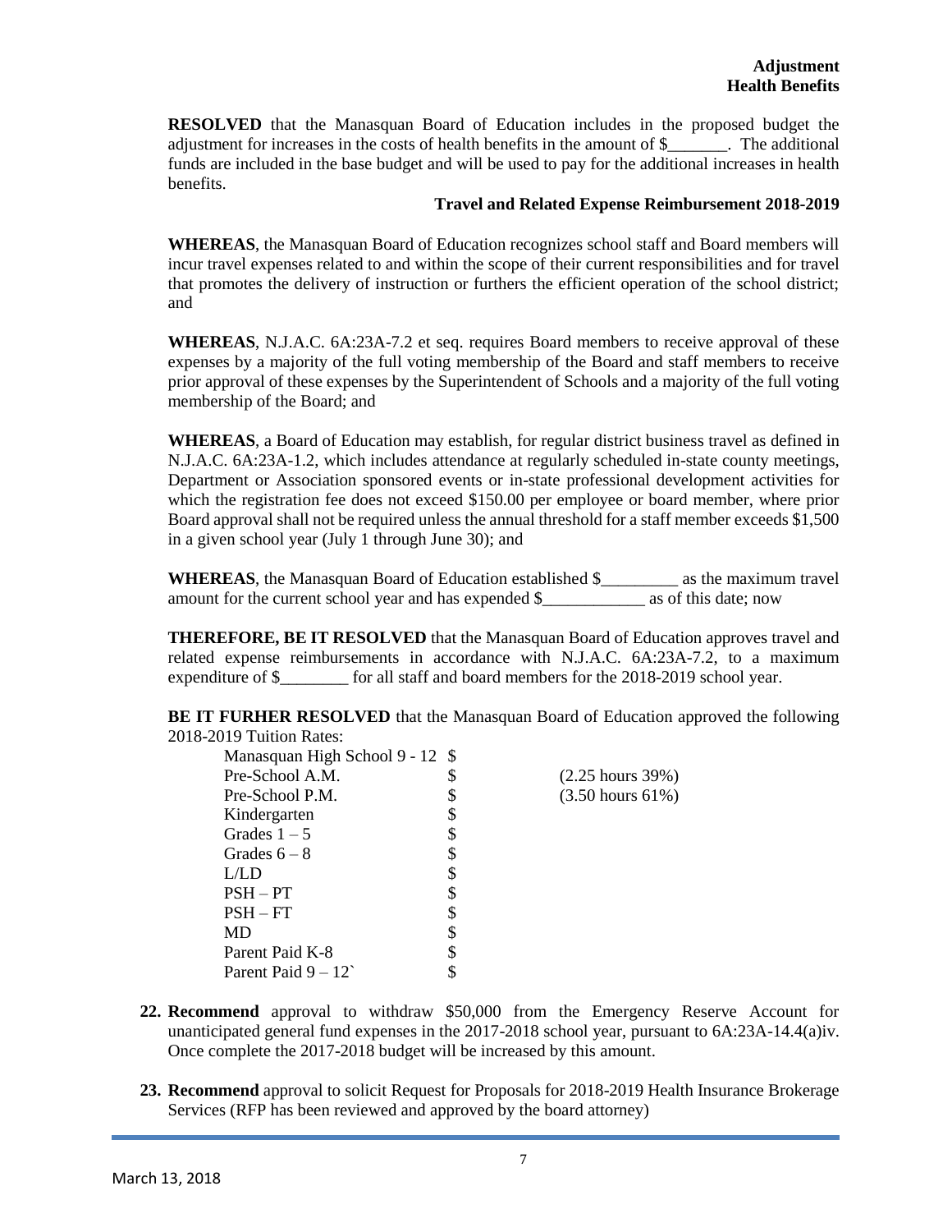**Adjustment**
**Health Benefits**

**RESOLVED** that the Manasquan Board of Education includes in the proposed budget the adjustment for increases in the costs of health benefits in the amount of $_______. The additional funds are included in the base budget and will be used to pay for the additional increases in health benefits.

**Travel and Related Expense Reimbursement 2018-2019**

**WHEREAS**, the Manasquan Board of Education recognizes school staff and Board members will incur travel expenses related to and within the scope of their current responsibilities and for travel that promotes the delivery of instruction or furthers the efficient operation of the school district; and

**WHEREAS**, N.J.A.C. 6A:23A-7.2 et seq. requires Board members to receive approval of these expenses by a majority of the full voting membership of the Board and staff members to receive prior approval of these expenses by the Superintendent of Schools and a majority of the full voting membership of the Board; and

**WHEREAS**, a Board of Education may establish, for regular district business travel as defined in N.J.A.C. 6A:23A-1.2, which includes attendance at regularly scheduled in-state county meetings, Department or Association sponsored events or in-state professional development activities for which the registration fee does not exceed $150.00 per employee or board member, where prior Board approval shall not be required unless the annual threshold for a staff member exceeds $1,500 in a given school year (July 1 through June 30); and

**WHEREAS**, the Manasquan Board of Education established $_________ as the maximum travel amount for the current school year and has expended $____________ as of this date; now

**THEREFORE, BE IT RESOLVED** that the Manasquan Board of Education approves travel and related expense reimbursements in accordance with N.J.A.C. 6A:23A-7.2, to a maximum expenditure of $________ for all staff and board members for the 2018-2019 school year.

**BE IT FURHER RESOLVED** that the Manasquan Board of Education approved the following 2018-2019 Tuition Rates:

| | | |
|---|---|---|
| Manasquan High School 9 - 12 | $ | |
| Pre-School A.M. | $ | (2.25 hours 39%) |
| Pre-School P.M. | $ | (3.50 hours 61%) |
| Kindergarten | $ | |
| Grades 1 – 5 | $ | |
| Grades 6 – 8 | $ | |
| L/LD | $ | |
| PSH – PT | $ | |
| PSH – FT | $ | |
| MD | $ | |
| Parent Paid K-8 | $ | |
| Parent Paid 9 – 12` | $ | |

**22. Recommend** approval to withdraw $50,000 from the Emergency Reserve Account for unanticipated general fund expenses in the 2017-2018 school year, pursuant to 6A:23A-14.4(a)iv. Once complete the 2017-2018 budget will be increased by this amount.

**23. Recommend** approval to solicit Request for Proposals for 2018-2019 Health Insurance Brokerage Services (RFP has been reviewed and approved by the board attorney)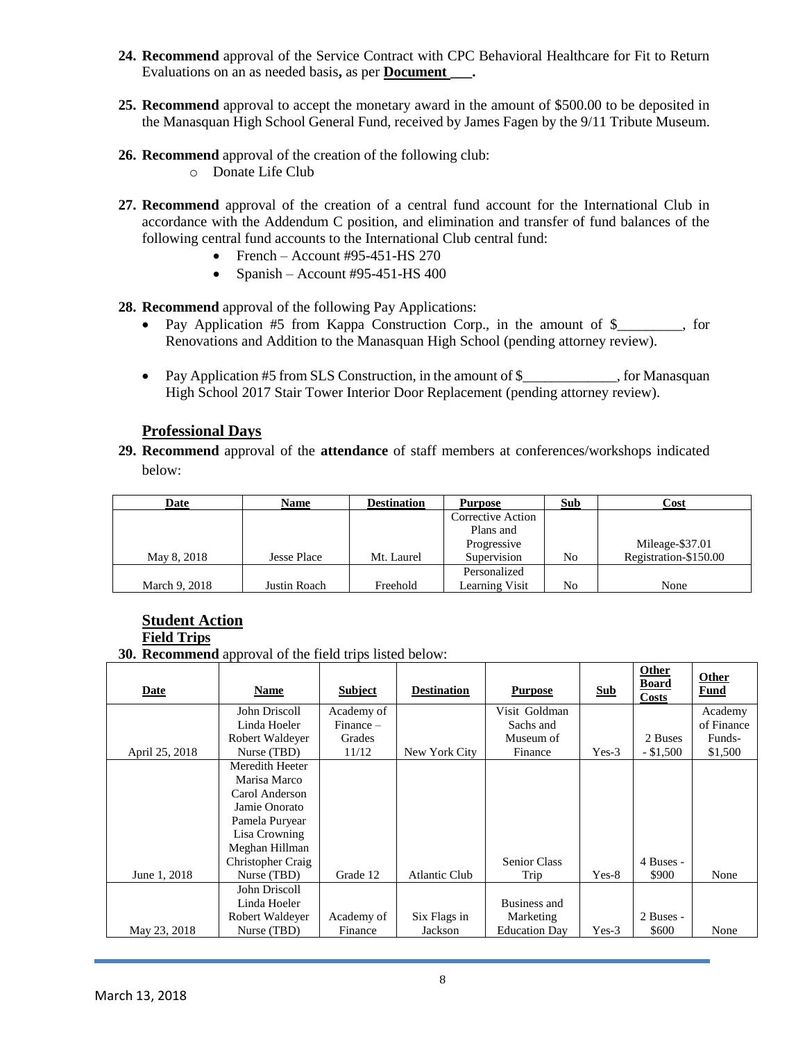24. **Recommend** approval of the Service Contract with CPC Behavioral Healthcare for Fit to Return Evaluations on an as needed basis**,** as per **Document ___.**

25. **Recommend** approval to accept the monetary award in the amount of $500.00 to be deposited in the Manasquan High School General Fund, received by James Fagen by the 9/11 Tribute Museum.

26. **Recommend** approval of the creation of the following club:
    - Donate Life Club

27. **Recommend** approval of the creation of a central fund account for the International Club in accordance with the Addendum C position, and elimination and transfer of fund balances of the following central fund accounts to the International Club central fund:
    - French – Account #95-451-HS 270
    - Spanish – Account #95-451-HS 400

28. **Recommend** approval of the following Pay Applications:
    - Pay Application #5 from Kappa Construction Corp., in the amount of $_________, for Renovations and Addition to the Manasquan High School (pending attorney review).
    - Pay Application #5 from SLS Construction, in the amount of $_____________, for Manasquan High School 2017 Stair Tower Interior Door Replacement (pending attorney review).

## Professional Days

29. **Recommend** approval of the **attendance** of staff members at conferences/workshops indicated below:

| Date | Name | Destination | Purpose | Sub | Cost |
|---|---|---|---|---|---|
| May 8, 2018 | Jesse Place | Mt. Laurel | Corrective Action Plans and Progressive Supervision | No | Mileage-$37.01 Registration-$150.00 |
| March 9, 2018 | Justin Roach | Freehold | Personalized Learning Visit | No | None |

## Student Action

### Field Trips

30. **Recommend** approval of the field trips listed below:

| Date | Name | Subject | Destination | Purpose | Sub | Other Board Costs | Other Fund |
|---|---|---|---|---|---|---|---|
| April 25, 2018 | John Driscoll Linda Hoeler Robert Waldeyer Nurse (TBD) | Academy of Finance – Grades 11/12 | New York City | Visit Goldman Sachs and Museum of Finance | Yes-3 | 2 Buses - $1,500 | Academy of Finance Funds- $1,500 |
| June 1, 2018 | Meredith Heeter Marisa Marco Carol Anderson Jamie Onorato Pamela Puryear Lisa Crowning Meghan Hillman Christopher Craig Nurse (TBD) | Grade 12 | Atlantic Club | Senior Class Trip | Yes-8 | 4 Buses - $900 | None |
| May 23, 2018 | John Driscoll Linda Hoeler Robert Waldeyer Nurse (TBD) | Academy of Finance | Six Flags in Jackson | Business and Marketing Education Day | Yes-3 | 2 Buses - $600 | None |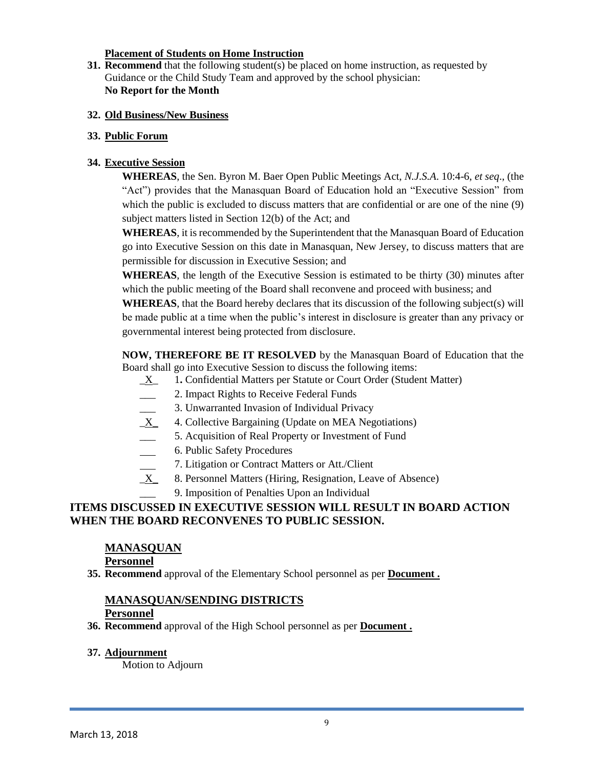**Placement of Students on Home Instruction**

**31. Recommend** that the following student(s) be placed on home instruction, as requested by Guidance or the Child Study Team and approved by the school physician:
**No Report for the Month**

**32. Old Business/New Business**

**33. Public Forum**

**34. Executive Session**

**WHEREAS**, the Sen. Byron M. Baer Open Public Meetings Act, *N.J.S.A.* 10:4-6, *et seq*., (the "Act") provides that the Manasquan Board of Education hold an "Executive Session" from which the public is excluded to discuss matters that are confidential or are one of the nine (9) subject matters listed in Section 12(b) of the Act; and

**WHEREAS**, it is recommended by the Superintendent that the Manasquan Board of Education go into Executive Session on this date in Manasquan, New Jersey, to discuss matters that are permissible for discussion in Executive Session; and

**WHEREAS**, the length of the Executive Session is estimated to be thirty (30) minutes after which the public meeting of the Board shall reconvene and proceed with business; and

**WHEREAS**, that the Board hereby declares that its discussion of the following subject(s) will be made public at a time when the public's interest in disclosure is greater than any privacy or governmental interest being protected from disclosure.

**NOW, THEREFORE BE IT RESOLVED** by the Manasquan Board of Education that the Board shall go into Executive Session to discuss the following items:

_X_ 1**.** Confidential Matters per Statute or Court Order (Student Matter)
___ 2. Impact Rights to Receive Federal Funds
___ 3. Unwarranted Invasion of Individual Privacy
_X_ 4. Collective Bargaining (Update on MEA Negotiations)
___ 5. Acquisition of Real Property or Investment of Fund
___ 6. Public Safety Procedures
___ 7. Litigation or Contract Matters or Att./Client
_X_ 8. Personnel Matters (Hiring, Resignation, Leave of Absence)
___ 9. Imposition of Penalties Upon an Individual

**ITEMS DISCUSSED IN EXECUTIVE SESSION WILL RESULT IN BOARD ACTION WHEN THE BOARD RECONVENES TO PUBLIC SESSION.**

**MANASQUAN**
**Personnel**

**35. Recommend** approval of the Elementary School personnel as per **Document .**

**MANASQUAN/SENDING DISTRICTS**
**Personnel**

**36. Recommend** approval of the High School personnel as per **Document .**

**37. Adjournment**

Motion to Adjourn

March 13, 2018